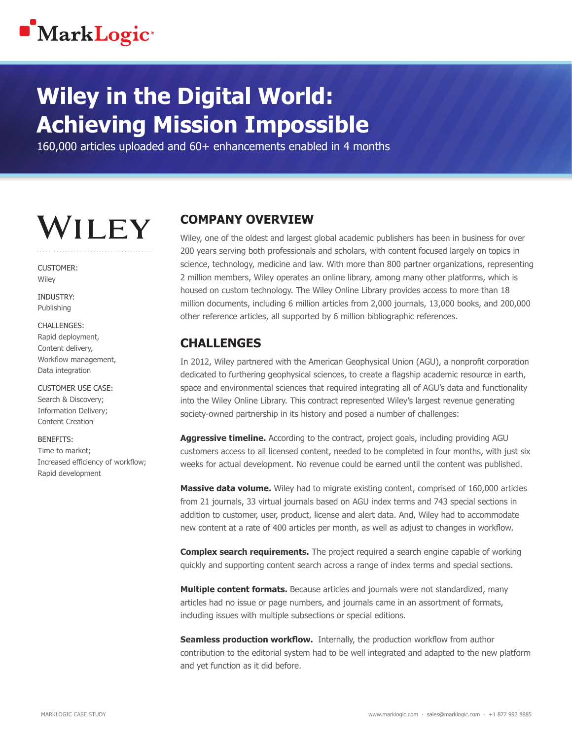# Wiley in the Digital World: Achieving Mission Impossible

160,000 articles uploaded and 60+ enhancements enabled in 4 months

WILEY

CUSTOMER:
Wiley

INDUSTRY:
Publishing

CHALLENGES:
Rapid deployment,
Content delivery,
Workflow management,
Data integration

CUSTOMER USE CASE:
Search & Discovery;
Information Delivery;
Content Creation

BENEFITS:
Time to market;
Increased efficiency of workflow;
Rapid development

## COMPANY OVERVIEW

Wiley, one of the oldest and largest global academic publishers has been in business for over 200 years serving both professionals and scholars, with content focused largely on topics in science, technology, medicine and law. With more than 800 partner organizations, representing 2 million members, Wiley operates an online library, among many other platforms, which is housed on custom technology. The Wiley Online Library provides access to more than 18 million documents, including 6 million articles from 2,000 journals, 13,000 books, and 200,000 other reference articles, all supported by 6 million bibliographic references.

## CHALLENGES

In 2012, Wiley partnered with the American Geophysical Union (AGU), a nonprofit corporation dedicated to furthering geophysical sciences, to create a flagship academic resource in earth, space and environmental sciences that required integrating all of AGU's data and functionality into the Wiley Online Library. This contract represented Wiley's largest revenue generating society-owned partnership in its history and posed a number of challenges:

**Aggressive timeline.** According to the contract, project goals, including providing AGU customers access to all licensed content, needed to be completed in four months, with just six weeks for actual development. No revenue could be earned until the content was published.

**Massive data volume.** Wiley had to migrate existing content, comprised of 160,000 articles from 21 journals, 33 virtual journals based on AGU index terms and 743 special sections in addition to customer, user, product, license and alert data. And, Wiley had to accommodate new content at a rate of 400 articles per month, as well as adjust to changes in workflow.

**Complex search requirements.** The project required a search engine capable of working quickly and supporting content search across a range of index terms and special sections.

**Multiple content formats.** Because articles and journals were not standardized, many articles had no issue or page numbers, and journals came in an assortment of formats, including issues with multiple subsections or special editions.

**Seamless production workflow.** Internally, the production workflow from author contribution to the editorial system had to be well integrated and adapted to the new platform and yet function as it did before.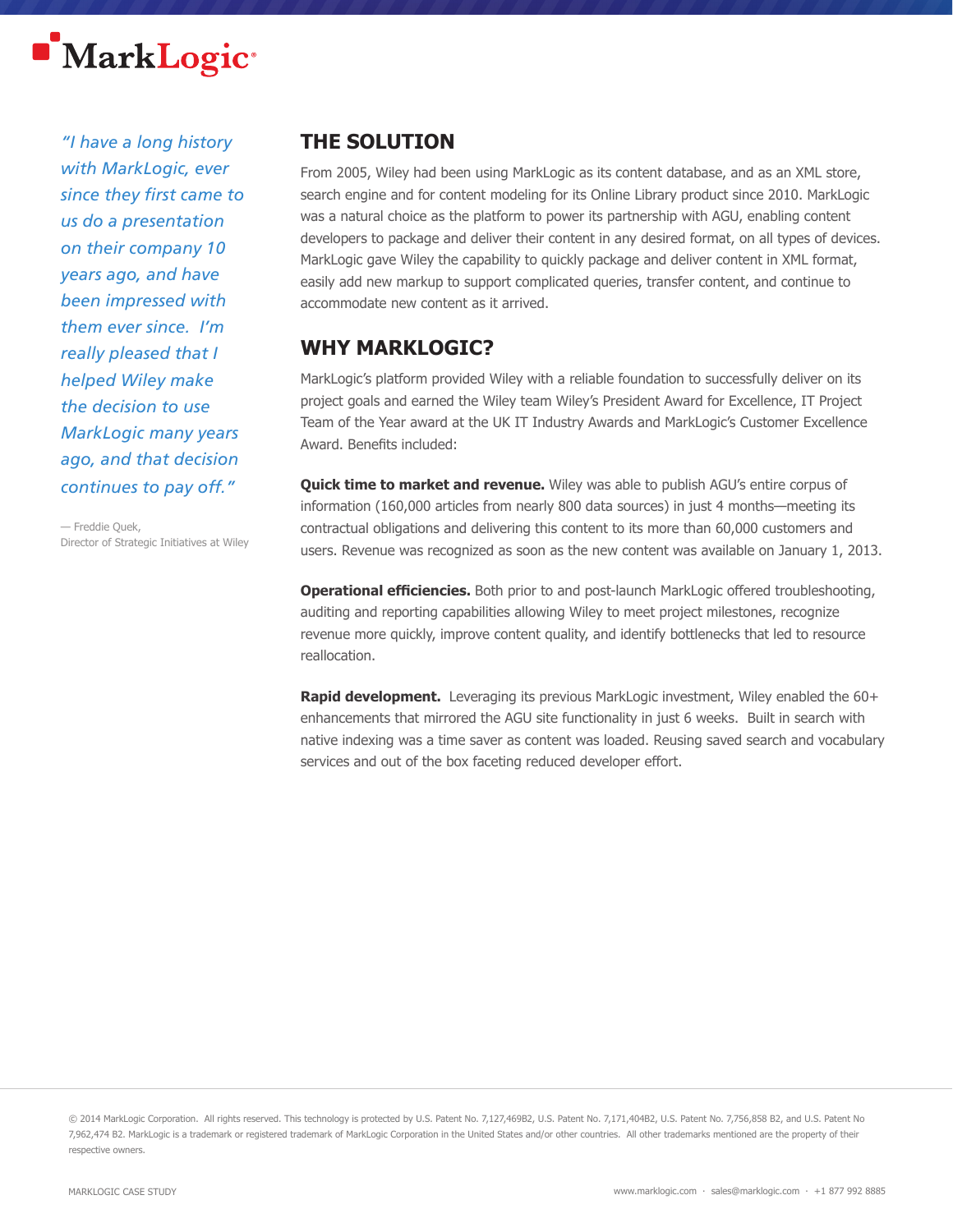*"I have a long history with MarkLogic, ever since they first came to us do a presentation on their company 10 years ago, and have been impressed with them ever since. I'm really pleased that I helped Wiley make the decision to use MarkLogic many years ago, and that decision continues to pay off."*

— Freddie Quek,
Director of Strategic Initiatives at Wiley

## THE SOLUTION

From 2005, Wiley had been using MarkLogic as its content database, and as an XML store, search engine and for content modeling for its Online Library product since 2010. MarkLogic was a natural choice as the platform to power its partnership with AGU, enabling content developers to package and deliver their content in any desired format, on all types of devices. MarkLogic gave Wiley the capability to quickly package and deliver content in XML format, easily add new markup to support complicated queries, transfer content, and continue to accommodate new content as it arrived.

## WHY MARKLOGIC?

MarkLogic's platform provided Wiley with a reliable foundation to successfully deliver on its project goals and earned the Wiley team Wiley's President Award for Excellence, IT Project Team of the Year award at the UK IT Industry Awards and MarkLogic's Customer Excellence Award. Benefits included:

**Quick time to market and revenue.** Wiley was able to publish AGU's entire corpus of information (160,000 articles from nearly 800 data sources) in just 4 months—meeting its contractual obligations and delivering this content to its more than 60,000 customers and users. Revenue was recognized as soon as the new content was available on January 1, 2013.

**Operational efficiencies.** Both prior to and post-launch MarkLogic offered troubleshooting, auditing and reporting capabilities allowing Wiley to meet project milestones, recognize revenue more quickly, improve content quality, and identify bottlenecks that led to resource reallocation.

**Rapid development.** Leveraging its previous MarkLogic investment, Wiley enabled the 60+ enhancements that mirrored the AGU site functionality in just 6 weeks. Built in search with native indexing was a time saver as content was loaded. Reusing saved search and vocabulary services and out of the box faceting reduced developer effort.

© 2014 MarkLogic Corporation. All rights reserved. This technology is protected by U.S. Patent No. 7,127,469B2, U.S. Patent No. 7,171,404B2, U.S. Patent No. 7,756,858 B2, and U.S. Patent No 7,962,474 B2. MarkLogic is a trademark or registered trademark of MarkLogic Corporation in the United States and/or other countries. All other trademarks mentioned are the property of their respective owners.

MARKLOGIC CASE STUDY

www.marklogic.com · sales@marklogic.com · +1 877 992 8885